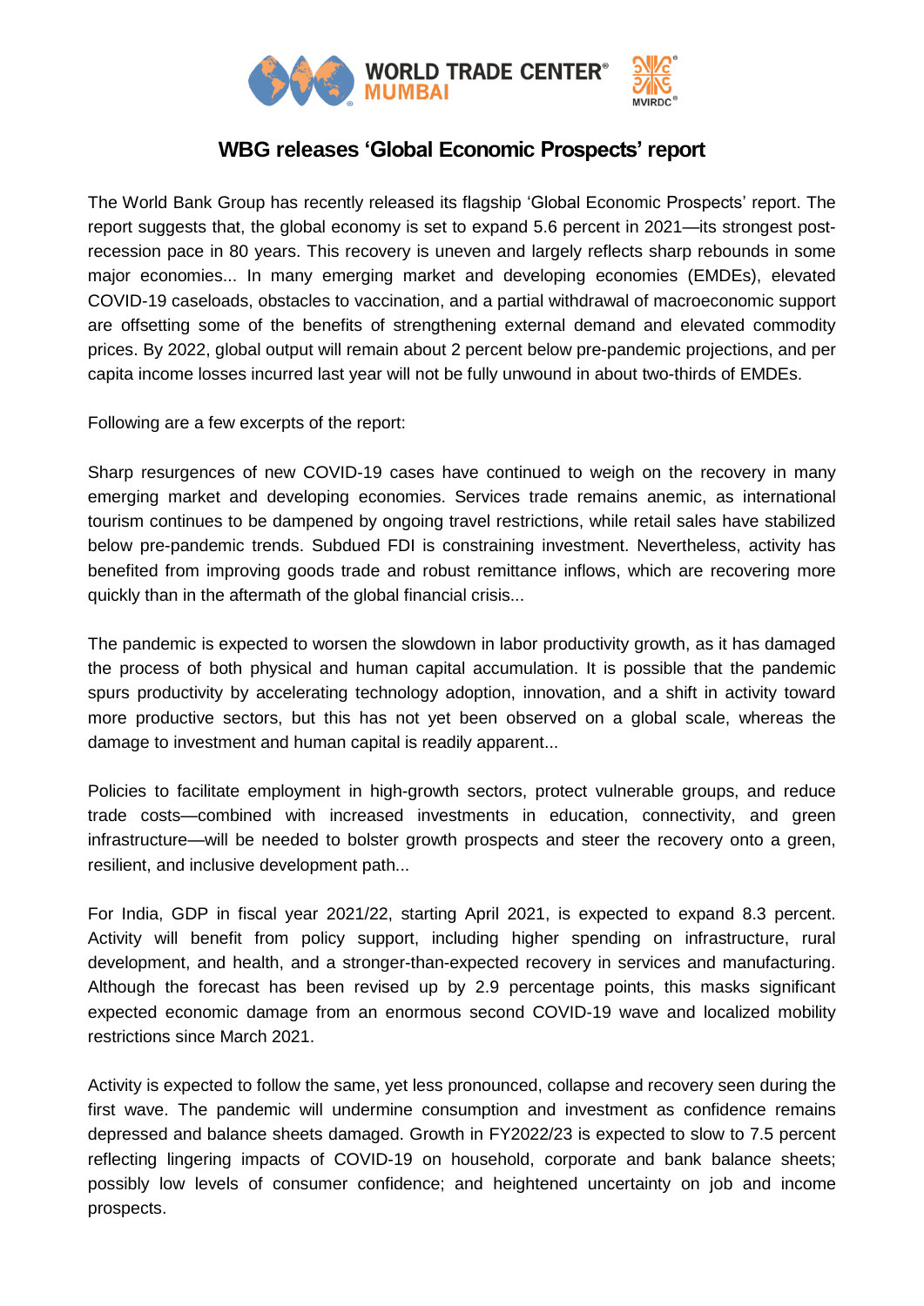# WBG releases 'Global Economic Prospects' report

The World Bank Group has recently released its flagship 'Global Economic Prospects' report. The report suggests that, the global economy is set to expand 5.6 percent in 2021—its strongest post-recession pace in 80 years. This recovery is uneven and largely reflects sharp rebounds in some major economies... In many emerging market and developing economies (EMDEs), elevated COVID-19 caseloads, obstacles to vaccination, and a partial withdrawal of macroeconomic support are offsetting some of the benefits of strengthening external demand and elevated commodity prices. By 2022, global output will remain about 2 percent below pre-pandemic projections, and per capita income losses incurred last year will not be fully unwound in about two-thirds of EMDEs.

Following are a few excerpts of the report:

Sharp resurgences of new COVID-19 cases have continued to weigh on the recovery in many emerging market and developing economies. Services trade remains anemic, as international tourism continues to be dampened by ongoing travel restrictions, while retail sales have stabilized below pre-pandemic trends. Subdued FDI is constraining investment. Nevertheless, activity has benefited from improving goods trade and robust remittance inflows, which are recovering more quickly than in the aftermath of the global financial crisis...

The pandemic is expected to worsen the slowdown in labor productivity growth, as it has damaged the process of both physical and human capital accumulation. It is possible that the pandemic spurs productivity by accelerating technology adoption, innovation, and a shift in activity toward more productive sectors, but this has not yet been observed on a global scale, whereas the damage to investment and human capital is readily apparent...

Policies to facilitate employment in high-growth sectors, protect vulnerable groups, and reduce trade costs—combined with increased investments in education, connectivity, and green infrastructure—will be needed to bolster growth prospects and steer the recovery onto a green, resilient, and inclusive development path...

For India, GDP in fiscal year 2021/22, starting April 2021, is expected to expand 8.3 percent. Activity will benefit from policy support, including higher spending on infrastructure, rural development, and health, and a stronger-than-expected recovery in services and manufacturing. Although the forecast has been revised up by 2.9 percentage points, this masks significant expected economic damage from an enormous second COVID-19 wave and localized mobility restrictions since March 2021.

Activity is expected to follow the same, yet less pronounced, collapse and recovery seen during the first wave. The pandemic will undermine consumption and investment as confidence remains depressed and balance sheets damaged. Growth in FY2022/23 is expected to slow to 7.5 percent reflecting lingering impacts of COVID-19 on household, corporate and bank balance sheets; possibly low levels of consumer confidence; and heightened uncertainty on job and income prospects.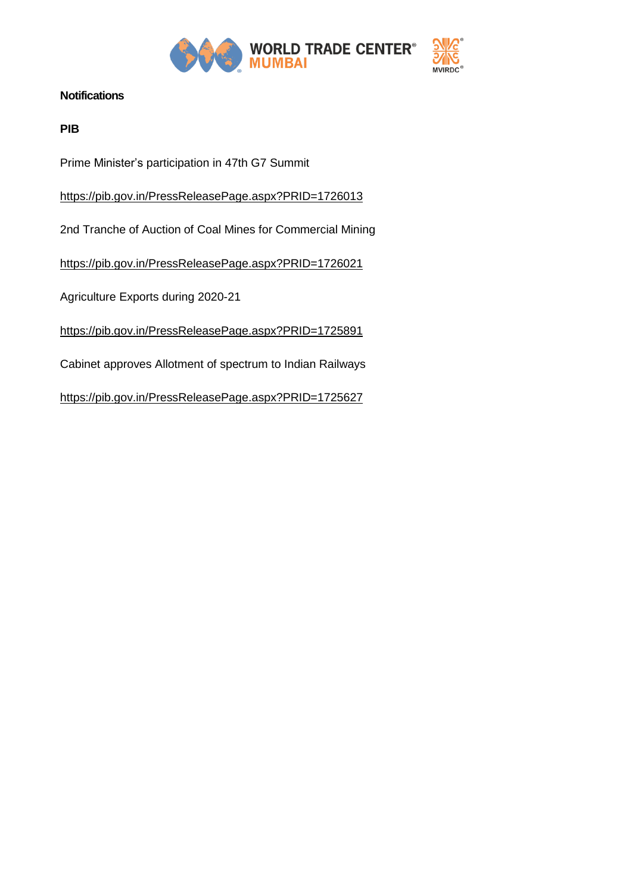**Notifications**

**PIB**

Prime Minister's participation in 47th G7 Summit

https://pib.gov.in/PressReleasePage.aspx?PRID=1726013

2nd Tranche of Auction of Coal Mines for Commercial Mining

https://pib.gov.in/PressReleasePage.aspx?PRID=1726021

Agriculture Exports during 2020-21

https://pib.gov.in/PressReleasePage.aspx?PRID=1725891

Cabinet approves Allotment of spectrum to Indian Railways

https://pib.gov.in/PressReleasePage.aspx?PRID=1725627